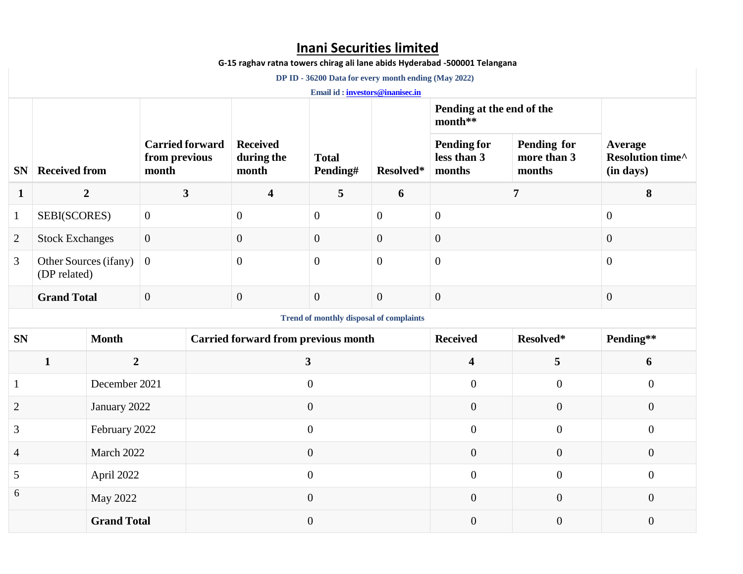# Inani Securities limited

**G-15 raghav ratna towers chirag ali lane abids Hyderabad -500001 Telangana**

**DP ID - 36200 Data for every month ending (May 2022)**

**Email id : investors@inanisec.in**

| SN | Received from | Carried forward from previous month | Received during the month | Total Pending# | Resolved* | Pending at the end of the month** | | Average Resolution time^ (in days) |
|---|---|---|---|---|---|---|---|---|
| | | | | | | Pending for less than 3 months | Pending for more than 3 months | |
| 1 | 2 | 3 | 4 | 5 | 6 | 7 | | 8 |
| 1 | SEBI(SCORES) | 0 | 0 | 0 | 0 | 0 | | 0 |
| 2 | Stock Exchanges | 0 | 0 | 0 | 0 | 0 | | 0 |
| 3 | Other Sources (ifany) (DP related) | 0 | 0 | 0 | 0 | 0 | | 0 |
| | **Grand Total** | 0 | 0 | 0 | 0 | 0 | | 0 |

**Trend of monthly disposal of complaints**

| SN | Month | Carried forward from previous month | Received | Resolved* | Pending** |
|---|---|---|---|---|---|
| 1 | 2 | 3 | 4 | 5 | 6 |
| 1 | December 2021 | 0 | 0 | 0 | 0 |
| 2 | January 2022 | 0 | 0 | 0 | 0 |
| 3 | February 2022 | 0 | 0 | 0 | 0 |
| 4 | March 2022 | 0 | 0 | 0 | 0 |
| 5 | April 2022 | 0 | 0 | 0 | 0 |
| 6 | May 2022 | 0 | 0 | 0 | 0 |
| | **Grand Total** | 0 | 0 | 0 | 0 |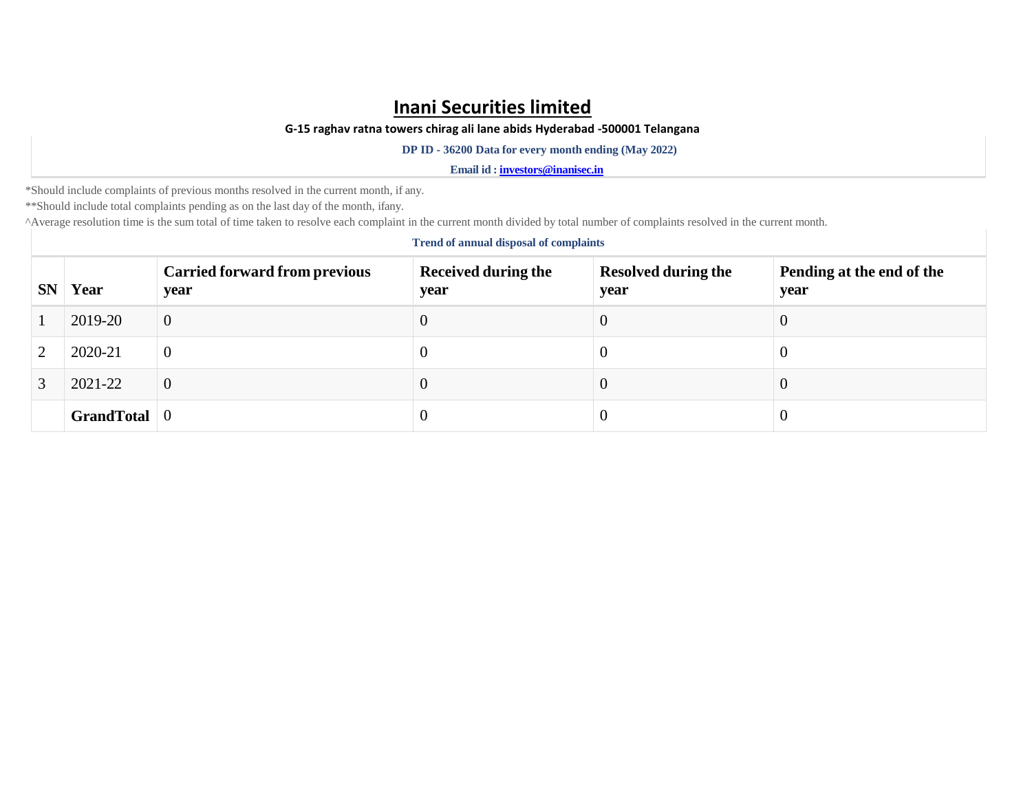# Inani Securities limited

**G-15 raghav ratna towers chirag ali lane abids Hyderabad -500001 Telangana**

**DP ID - 36200 Data for every month ending (May 2022)**

**Email id : investors@inanisec.in**

*Should include complaints of previous months resolved in the current month, if any.

**Should include total complaints pending as on the last day of the month, ifany.

^Average resolution time is the sum total of time taken to resolve each complaint in the current month divided by total number of complaints resolved in the current month.

**Trend of annual disposal of complaints**

| SN | Year | Carried forward from previous year | Received during the year | Resolved during the year | Pending at the end of the year |
|---|---|---|---|---|---|
| 1 | 2019-20 | 0 | 0 | 0 | 0 |
| 2 | 2020-21 | 0 | 0 | 0 | 0 |
| 3 | 2021-22 | 0 | 0 | 0 | 0 |
| | **GrandTotal** | 0 | 0 | 0 | 0 |